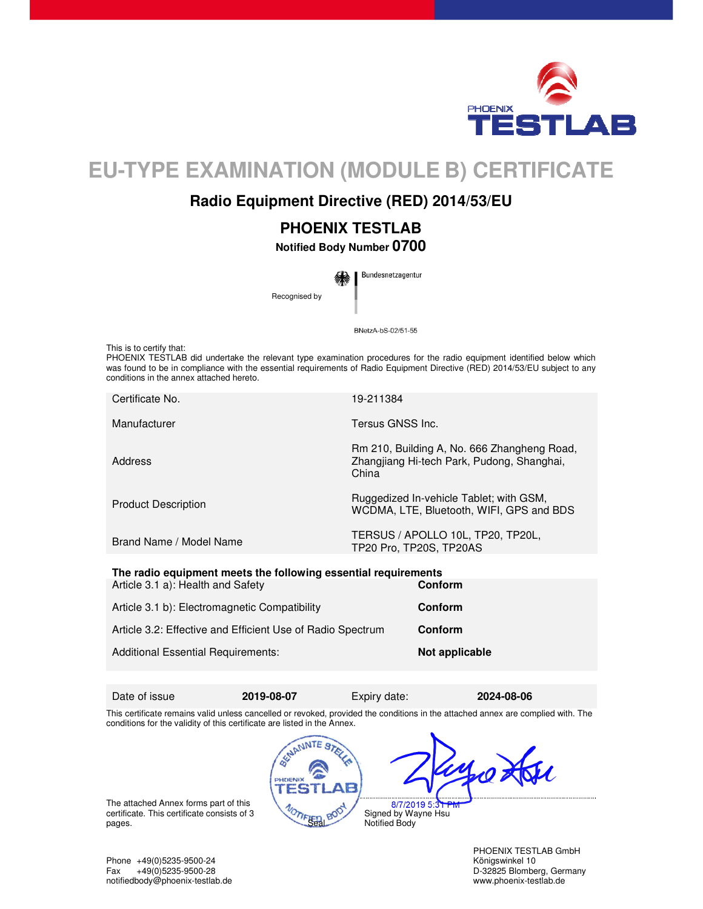PHOENIX TESTLAB

# EU-TYPE EXAMINATION (MODULE B) CERTIFICATE

## Radio Equipment Directive (RED) 2014/53/EU

## PHOENIX TESTLAB

**Notified Body Number 0700**

Recognised by Bundesnetzagentur

BNetzA-bS-02/51-55

This is to certify that:
PHOENIX TESTLAB did undertake the relevant type examination procedures for the radio equipment identified below which was found to be in compliance with the essential requirements of Radio Equipment Directive (RED) 2014/53/EU subject to any conditions in the annex attached hereto.

| | |
|---|---|
| Certificate No. | 19-211384 |
| Manufacturer | Tersus GNSS Inc. |
| Address | Rm 210, Building A, No. 666 Zhangheng Road, Zhangjiang Hi-tech Park, Pudong, Shanghai, China |
| Product Description | Ruggedized In-vehicle Tablet; with GSM, WCDMA, LTE, Bluetooth, WIFI, GPS and BDS |
| Brand Name / Model Name | TERSUS / APOLLO 10L, TP20, TP20L, TP20 Pro, TP20S, TP20AS |

**The radio equipment meets the following essential requirements**

| | |
|---|---|
| Article 3.1 a): Health and Safety | **Conform** |
| Article 3.1 b): Electromagnetic Compatibility | **Conform** |
| Article 3.2: Effective and Efficient Use of Radio Spectrum | **Conform** |
| Additional Essential Requirements: | **Not applicable** |

| Date of issue | **2019-08-07** | Expiry date: | **2024-08-06** |
|---|---|---|---|

This certificate remains valid unless cancelled or revoked, provided the conditions in the attached annex are complied with. The conditions for the validity of this certificate are listed in the Annex.

The attached Annex forms part of this certificate. This certificate consists of 3 pages.

Seal

8/7/2019 5:31 PM
Signed by Wayne Hsu
Notified Body

Phone +49(0)5235-9500-24
Fax +49(0)5235-9500-28
notifiedbody@phoenix-testlab.de

PHOENIX TESTLAB GmbH
Königswinkel 10
D-32825 Blomberg, Germany
www.phoenix-testlab.de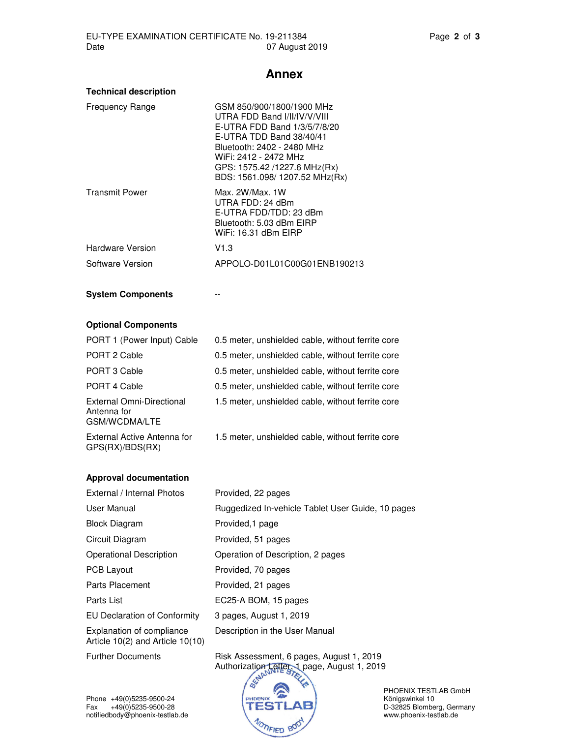# Annex

## Technical description

| | |
|---|---|
| Frequency Range | GSM 850/900/1800/1900 MHz<br>UTRA FDD Band I/II/IV/V/VIII<br>E-UTRA FDD Band 1/3/5/7/8/20<br>E-UTRA TDD Band 38/40/41<br>Bluetooth: 2402 - 2480 MHz<br>WiFi: 2412 - 2472 MHz<br>GPS: 1575.42 /1227.6 MHz(Rx)<br>BDS: 1561.098/ 1207.52 MHz(Rx) |
| Transmit Power | Max. 2W/Max. 1W<br>UTRA FDD: 24 dBm<br>E-UTRA FDD/TDD: 23 dBm<br>Bluetooth: 5.03 dBm EIRP<br>WiFi: 16.31 dBm EIRP |
| Hardware Version | V1.3 |
| Software Version | APPOLO-D01L01C00G01ENB190213 |

## System Components

--

## Optional Components

| | |
|---|---|
| PORT 1 (Power Input) Cable | 0.5 meter, unshielded cable, without ferrite core |
| PORT 2 Cable | 0.5 meter, unshielded cable, without ferrite core |
| PORT 3 Cable | 0.5 meter, unshielded cable, without ferrite core |
| PORT 4 Cable | 0.5 meter, unshielded cable, without ferrite core |
| External Omni-Directional Antenna for GSM/WCDMA/LTE | 1.5 meter, unshielded cable, without ferrite core |
| External Active Antenna for GPS(RX)/BDS(RX) | 1.5 meter, unshielded cable, without ferrite core |

## Approval documentation

| | |
|---|---|
| External / Internal Photos | Provided, 22 pages |
| User Manual | Ruggedized In-vehicle Tablet User Guide, 10 pages |
| Block Diagram | Provided,1 page |
| Circuit Diagram | Provided, 51 pages |
| Operational Description | Operation of Description, 2 pages |
| PCB Layout | Provided, 70 pages |
| Parts Placement | Provided, 21 pages |
| Parts List | EC25-A BOM, 15 pages |
| EU Declaration of Conformity | 3 pages, August 1, 2019 |
| Explanation of compliance Article 10(2) and Article 10(10) | Description in the User Manual |
| Further Documents | Risk Assessment, 6 pages, August 1, 2019<br>Authorization Letter, 1 page, August 1, 2019 |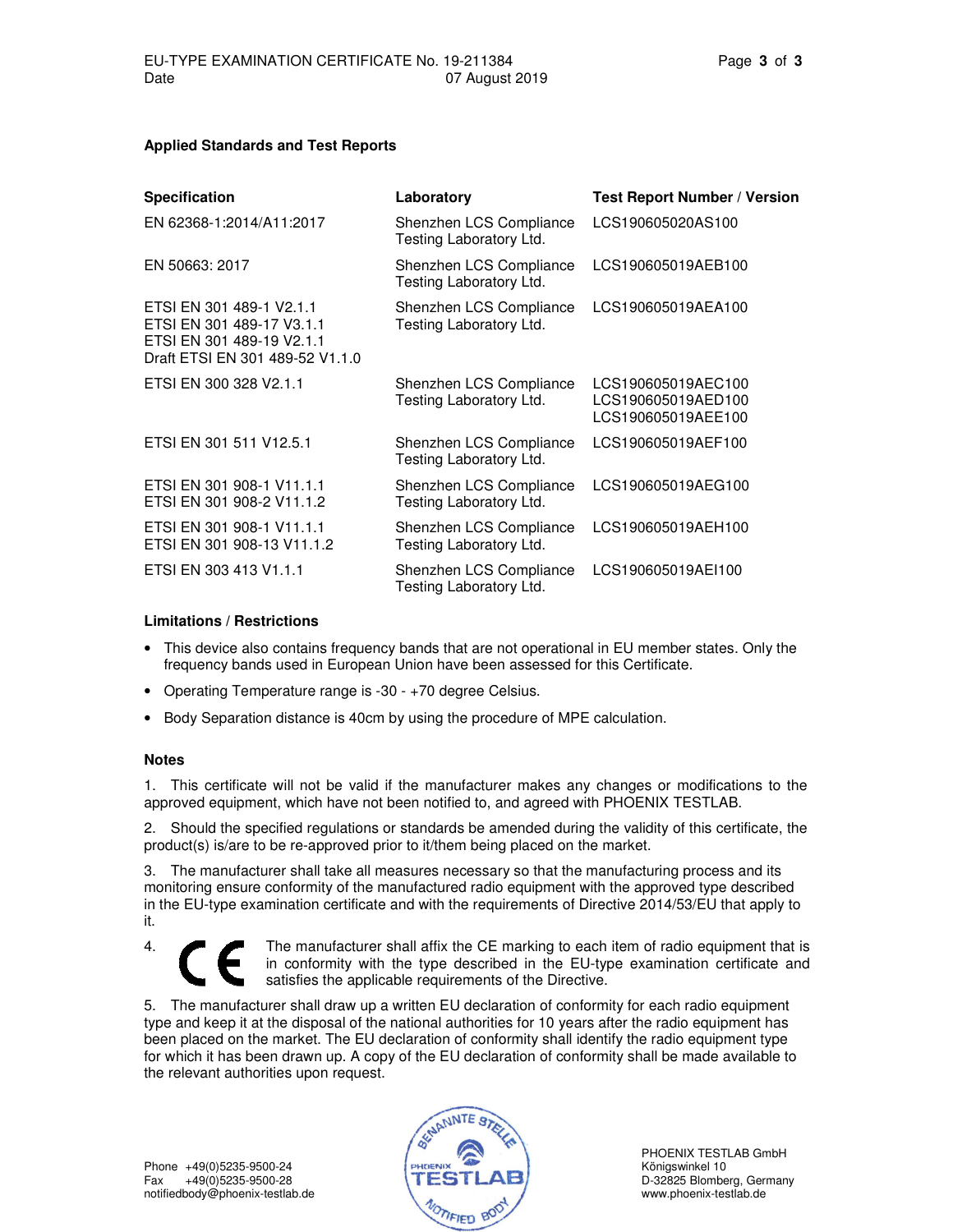### Applied Standards and Test Reports

| Specification | Laboratory | Test Report Number / Version |
|---|---|---|
| EN 62368-1:2014/A11:2017 | Shenzhen LCS Compliance Testing Laboratory Ltd. | LCS190605020AS100 |
| EN 50663: 2017 | Shenzhen LCS Compliance Testing Laboratory Ltd. | LCS190605019AEB100 |
| ETSI EN 301 489-1 V2.1.1<br>ETSI EN 301 489-17 V3.1.1<br>ETSI EN 301 489-19 V2.1.1<br>Draft ETSI EN 301 489-52 V1.1.0 | Shenzhen LCS Compliance Testing Laboratory Ltd. | LCS190605019AEA100 |
| ETSI EN 300 328 V2.1.1 | Shenzhen LCS Compliance Testing Laboratory Ltd. | LCS190605019AEC100<br>LCS190605019AED100<br>LCS190605019AEE100 |
| ETSI EN 301 511 V12.5.1 | Shenzhen LCS Compliance Testing Laboratory Ltd. | LCS190605019AEF100 |
| ETSI EN 301 908-1 V11.1.1<br>ETSI EN 301 908-2 V11.1.2 | Shenzhen LCS Compliance Testing Laboratory Ltd. | LCS190605019AEG100 |
| ETSI EN 301 908-1 V11.1.1<br>ETSI EN 301 908-13 V11.1.2 | Shenzhen LCS Compliance Testing Laboratory Ltd. | LCS190605019AEH100 |
| ETSI EN 303 413 V1.1.1 | Shenzhen LCS Compliance Testing Laboratory Ltd. | LCS190605019AEI100 |

### Limitations / Restrictions

- This device also contains frequency bands that are not operational in EU member states. Only the frequency bands used in European Union have been assessed for this Certificate.
- Operating Temperature range is -30 - +70 degree Celsius.
- Body Separation distance is 40cm by using the procedure of MPE calculation.

### Notes

1. This certificate will not be valid if the manufacturer makes any changes or modifications to the approved equipment, which have not been notified to, and agreed with PHOENIX TESTLAB.

2. Should the specified regulations or standards be amended during the validity of this certificate, the product(s) is/are to be re-approved prior to it/them being placed on the market.

3. The manufacturer shall take all measures necessary so that the manufacturing process and its monitoring ensure conformity of the manufactured radio equipment with the approved type described in the EU-type examination certificate and with the requirements of Directive 2014/53/EU that apply to it.

4. CE The manufacturer shall affix the CE marking to each item of radio equipment that is in conformity with the type described in the EU-type examination certificate and satisfies the applicable requirements of the Directive.

5. The manufacturer shall draw up a written EU declaration of conformity for each radio equipment type and keep it at the disposal of the national authorities for 10 years after the radio equipment has been placed on the market. The EU declaration of conformity shall identify the radio equipment type for which it has been drawn up. A copy of the EU declaration of conformity shall be made available to the relevant authorities upon request.

Phone +49(0)5235-9500-24
Fax +49(0)5235-9500-28
notifiedbody@phoenix-testlab.de

BENANNTE STELLE PHOENIX TESTLAB NOTIFIED BODY

PHOENIX TESTLAB GmbH
Königswinkel 10
D-32825 Blomberg, Germany
www.phoenix-testlab.de